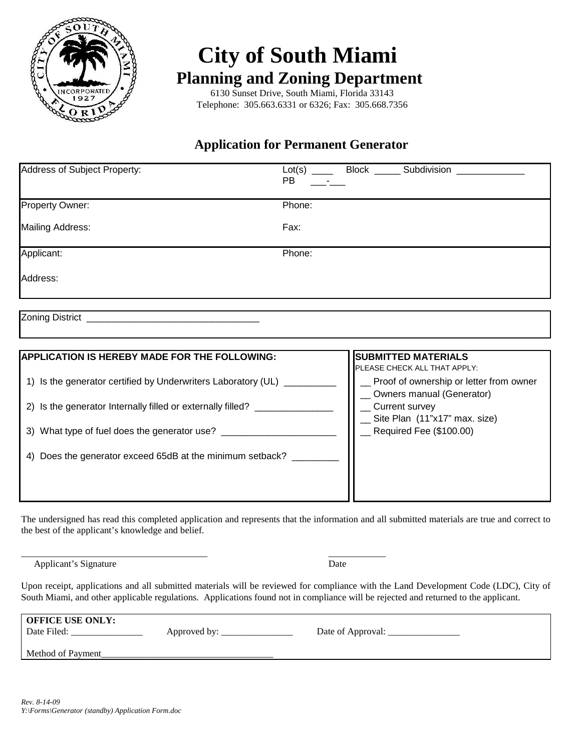# City of South Miami

## Planning and Zoning Department

6130 Sunset Drive, South Miami, Florida 33143
Telephone: 305.663.6331 or 6326; Fax: 305.668.7356

### Application for Permanent Generator

| | |
|---|---|
| Address of Subject Property: | Lot(s) ____ Block _____ Subdivision ____________ PB ___-___ |
| Property Owner: | Phone: |
| Mailing Address: | Fax: |
| Applicant: | Phone: |
| Address: | |

Zoning District ________________________________

| APPLICATION IS HEREBY MADE FOR THE FOLLOWING: | SUBMITTED MATERIALS<br>PLEASE CHECK ALL THAT APPLY: |
|---|---|
| 1) Is the generator certified by Underwriters Laboratory (UL) _________<br>2) Is the generator Internally filled or externally filled? ______________<br>3) What type of fuel does the generator use? _____________________<br>4) Does the generator exceed 65dB at the minimum setback? ________ | __ Proof of ownership or letter from owner<br>__ Owners manual (Generator)<br>__ Current survey<br>__ Site Plan (11"x17" max. size)<br>__ Required Fee ($100.00) |

The undersigned has read this completed application and represents that the information and all submitted materials are true and correct to the best of the applicant's knowledge and belief.

_____________________________________ ____________
Applicant's Signature Date

Upon receipt, applications and all submitted materials will be reviewed for compliance with the Land Development Code (LDC), City of South Miami, and other applicable regulations. Applications found not in compliance will be rejected and returned to the applicant.

**OFFICE USE ONLY:**
Date Filed: _______________ Approved by: _______________ Date of Approval: _______________

Method of Payment___________________________________

*Rev. 8-14-09*
*Y:\Forms\Generator (standby) Application Form.doc*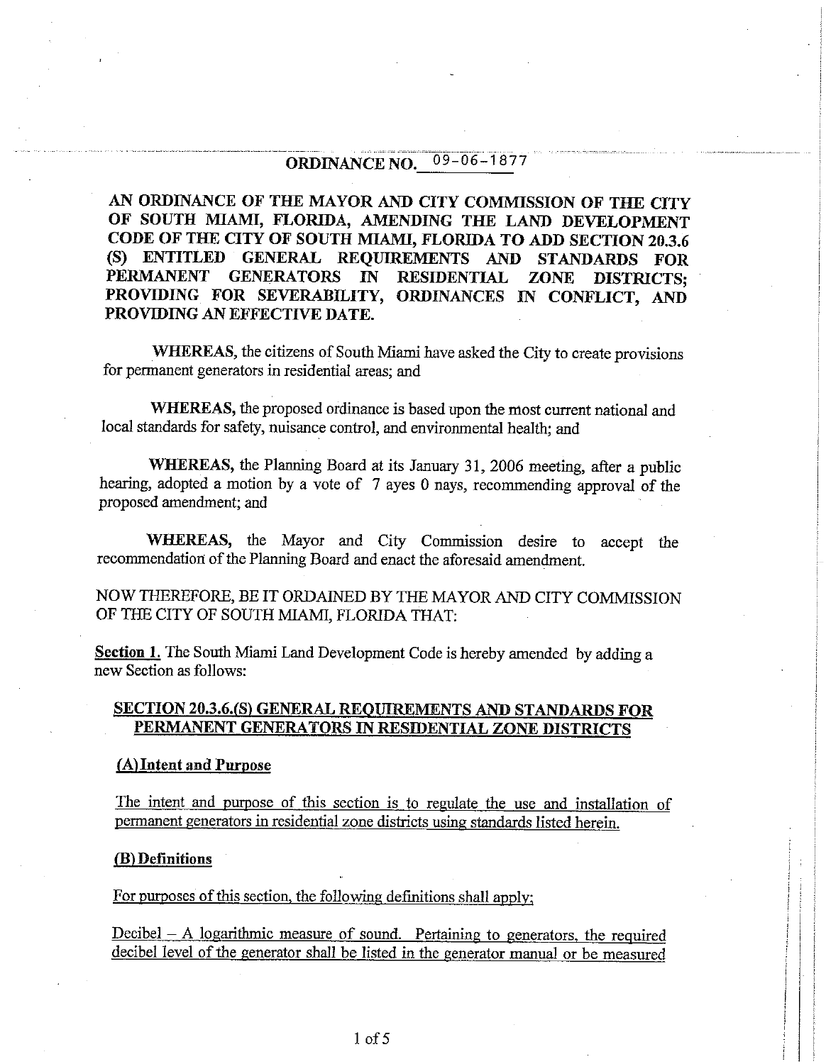**ORDINANCE NO.** 09-06-1877

**AN ORDINANCE OF THE MAYOR AND CITY COMMISSION OF THE CITY OF SOUTH MIAMI, FLORIDA, AMENDING THE LAND DEVELOPMENT CODE OF THE CITY OF SOUTH MIAMI, FLORIDA TO ADD SECTION 20.3.6 (S) ENTITLED GENERAL REQUIREMENTS AND STANDARDS FOR PERMANENT GENERATORS IN RESIDENTIAL ZONE DISTRICTS; PROVIDING FOR SEVERABILITY, ORDINANCES IN CONFLICT, AND PROVIDING AN EFFECTIVE DATE.**

**WHEREAS,** the citizens of South Miami have asked the City to create provisions for permanent generators in residential areas; and

**WHEREAS,** the proposed ordinance is based upon the most current national and local standards for safety, nuisance control, and environmental health; and

**WHEREAS,** the Planning Board at its January 31, 2006 meeting, after a public hearing, adopted a motion by a vote of 7 ayes 0 nays, recommending approval of the proposed amendment; and

**WHEREAS,** the Mayor and City Commission desire to accept the recommendation of the Planning Board and enact the aforesaid amendment.

NOW THEREFORE, BE IT ORDAINED BY THE MAYOR AND CITY COMMISSION OF THE CITY OF SOUTH MIAMI, FLORIDA THAT:

**Section 1.** The South Miami Land Development Code is hereby amended by adding a new Section as follows:

## SECTION 20.3.6.(S) GENERAL REQUIREMENTS AND STANDARDS FOR PERMANENT GENERATORS IN RESIDENTIAL ZONE DISTRICTS

### (A) Intent and Purpose

The intent and purpose of this section is to regulate the use and installation of permanent generators in residential zone districts using standards listed herein.

### (B) Definitions

For purposes of this section, the following definitions shall apply;

Decibel – A logarithmic measure of sound. Pertaining to generators, the required decibel level of the generator shall be listed in the generator manual or be measured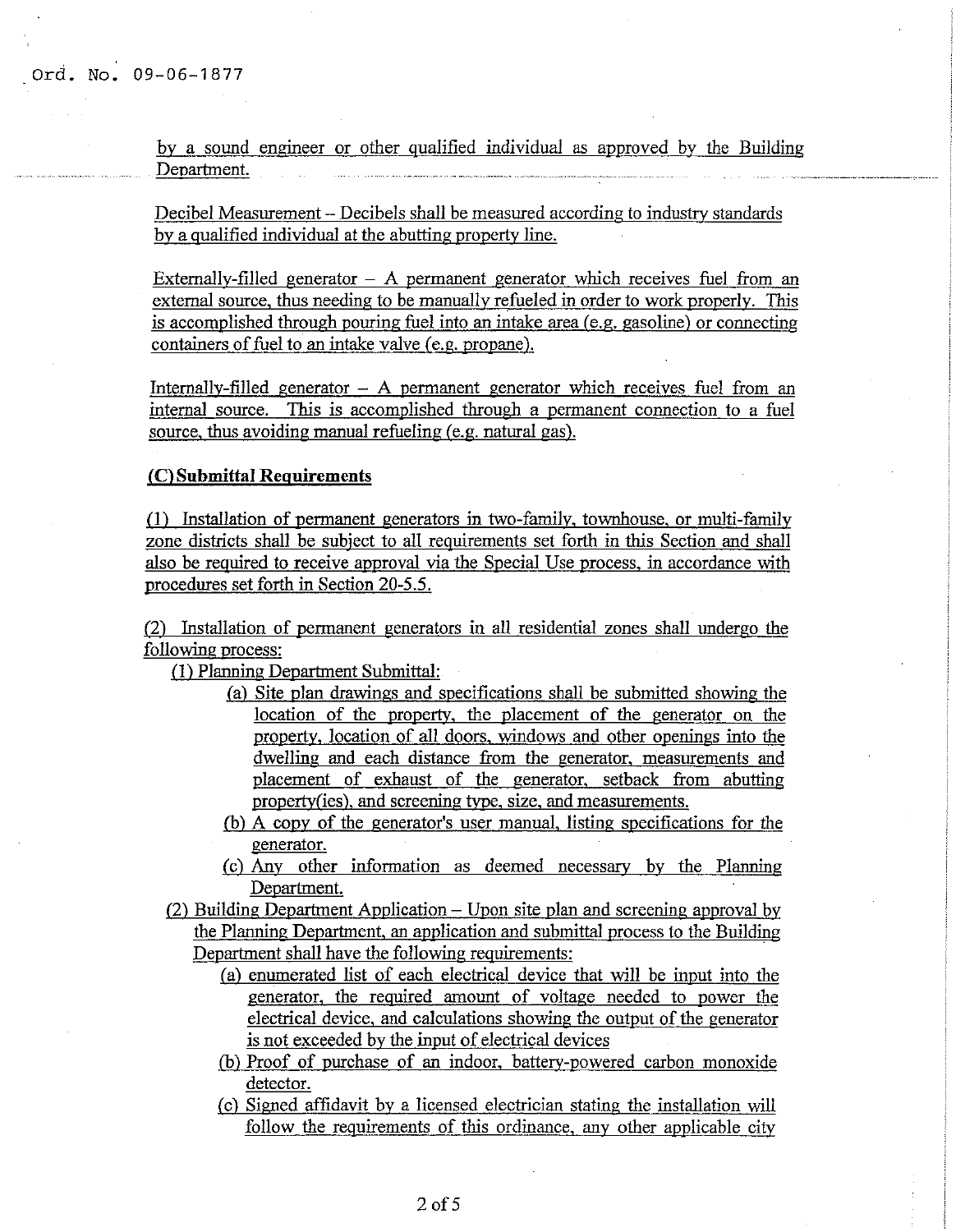by a sound engineer or other qualified individual as approved by the Building Department.

Decibel Measurement – Decibels shall be measured according to industry standards by a qualified individual at the abutting property line.

Externally-filled generator – A permanent generator which receives fuel from an external source, thus needing to be manually refueled in order to work properly. This is accomplished through pouring fuel into an intake area (e.g. gasoline) or connecting containers of fuel to an intake valve (e.g. propane).

Internally-filled generator – A permanent generator which receives fuel from an internal source. This is accomplished through a permanent connection to a fuel source, thus avoiding manual refueling (e.g. natural gas).

**(C) Submittal Requirements**

(1) Installation of permanent generators in two-family, townhouse, or multi-family zone districts shall be subject to all requirements set forth in this Section and shall also be required to receive approval via the Special Use process, in accordance with procedures set forth in Section 20-5.5.

(2) Installation of permanent generators in all residential zones shall undergo the following process:

- (1) Planning Department Submittal:
  - (a) Site plan drawings and specifications shall be submitted showing the location of the property, the placement of the generator on the property, location of all doors, windows and other openings into the dwelling and each distance from the generator, measurements and placement of exhaust of the generator, setback from abutting property(ies), and screening type, size, and measurements.
  - (b) A copy of the generator's user manual, listing specifications for the generator.
  - (c) Any other information as deemed necessary by the Planning Department.
- (2) Building Department Application – Upon site plan and screening approval by the Planning Department, an application and submittal process to the Building Department shall have the following requirements:
  - (a) enumerated list of each electrical device that will be input into the generator, the required amount of voltage needed to power the electrical device, and calculations showing the output of the generator is not exceeded by the input of electrical devices
  - (b) Proof of purchase of an indoor, battery-powered carbon monoxide detector.
  - (c) Signed affidavit by a licensed electrician stating the installation will follow the requirements of this ordinance, any other applicable city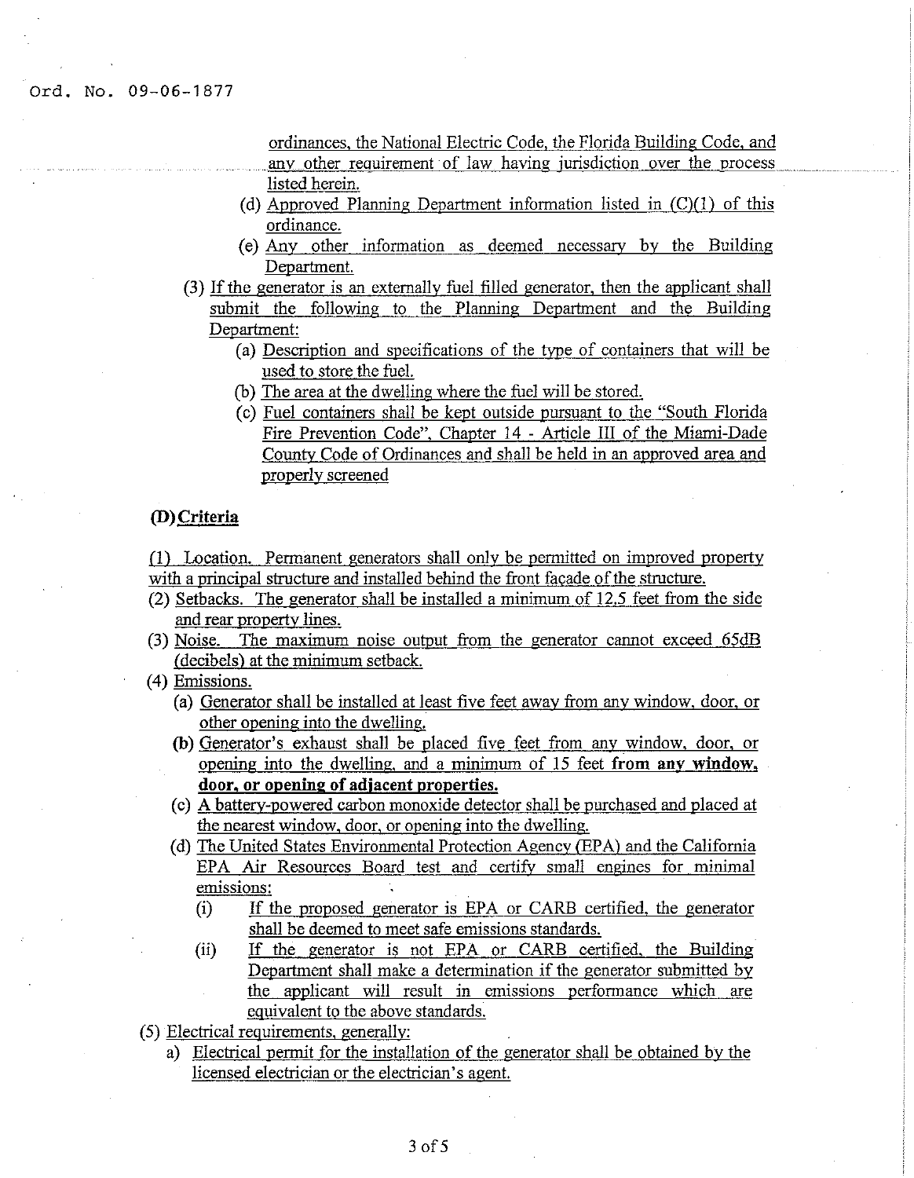ordinances, the National Electric Code, the Florida Building Code, and any other requirement of law having jurisdiction over the process listed herein.

(d) Approved Planning Department information listed in (C)(1) of this ordinance.

(e) Any other information as deemed necessary by the Building Department.

(3) If the generator is an externally fuel filled generator, then the applicant shall submit the following to the Planning Department and the Building Department:

(a) Description and specifications of the type of containers that will be used to store the fuel.

(b) The area at the dwelling where the fuel will be stored.

(c) Fuel containers shall be kept outside pursuant to the "South Florida Fire Prevention Code", Chapter 14 - Article III of the Miami-Dade County Code of Ordinances and shall be held in an approved area and properly screened

**(D) Criteria**

(1) Location. Permanent generators shall only be permitted on improved property with a principal structure and installed behind the front façade of the structure.

(2) Setbacks. The generator shall be installed a minimum of 12.5 feet from the side and rear property lines.

(3) Noise. The maximum noise output from the generator cannot exceed 65dB (decibels) at the minimum setback.

(4) Emissions.

(a) Generator shall be installed at least five feet away from any window, door, or other opening into the dwelling.

(b) Generator's exhaust shall be placed five feet from any window, door, or opening into the dwelling, and a minimum of 15 feet **from any window, door, or opening of adjacent properties.**

(c) A battery-powered carbon monoxide detector shall be purchased and placed at the nearest window, door, or opening into the dwelling.

(d) The United States Environmental Protection Agency (EPA) and the California EPA Air Resources Board test and certify small engines for minimal emissions:

(i) If the proposed generator is EPA or CARB certified, the generator shall be deemed to meet safe emissions standards.

(ii) If the generator is not EPA or CARB certified, the Building Department shall make a determination if the generator submitted by the applicant will result in emissions performance which are equivalent to the above standards.

(5) Electrical requirements, generally:

a) Electrical permit for the installation of the generator shall be obtained by the licensed electrician or the electrician's agent.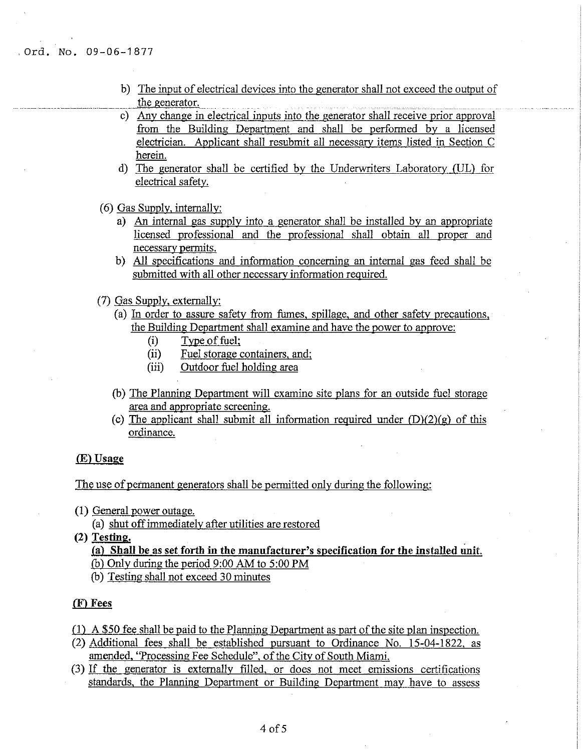Ord. No. 09-06-1877

b) The input of electrical devices into the generator shall not exceed the output of the generator.
c) Any change in electrical inputs into the generator shall receive prior approval from the Building Department and shall be performed by a licensed electrician. Applicant shall resubmit all necessary items listed in Section C herein.
d) The generator shall be certified by the Underwriters Laboratory (UL) for electrical safety.

(6) Gas Supply, internally:

a) An internal gas supply into a generator shall be installed by an appropriate licensed professional and the professional shall obtain all proper and necessary permits.
b) All specifications and information concerning an internal gas feed shall be submitted with all other necessary information required.

(7) Gas Supply, externally:

(a) In order to assure safety from fumes, spillage, and other safety precautions, the Building Department shall examine and have the power to approve:

(i) Type of fuel;
(ii) Fuel storage containers, and;
(iii) Outdoor fuel holding area

(b) The Planning Department will examine site plans for an outside fuel storage area and appropriate screening.
(c) The applicant shall submit all information required under (D)(2)(g) of this ordinance.

**(E) Usage**

The use of permanent generators shall be permitted only during the following:

(1) General power outage.

(a) shut off immediately after utilities are restored

**(2) Testing.**

**(a) Shall be as set forth in the manufacturer's specification for the installed unit.**
(b) Only during the period 9:00 AM to 5:00 PM
(b) Testing shall not exceed 30 minutes

**(F) Fees**

(1) A $50 fee shall be paid to the Planning Department as part of the site plan inspection.
(2) Additional fees shall be established pursuant to Ordinance No. 15-04-1822, as amended, "Processing Fee Schedule", of the City of South Miami.
(3) If the generator is externally filled, or does not meet emissions certifications standards, the Planning Department or Building Department may have to assess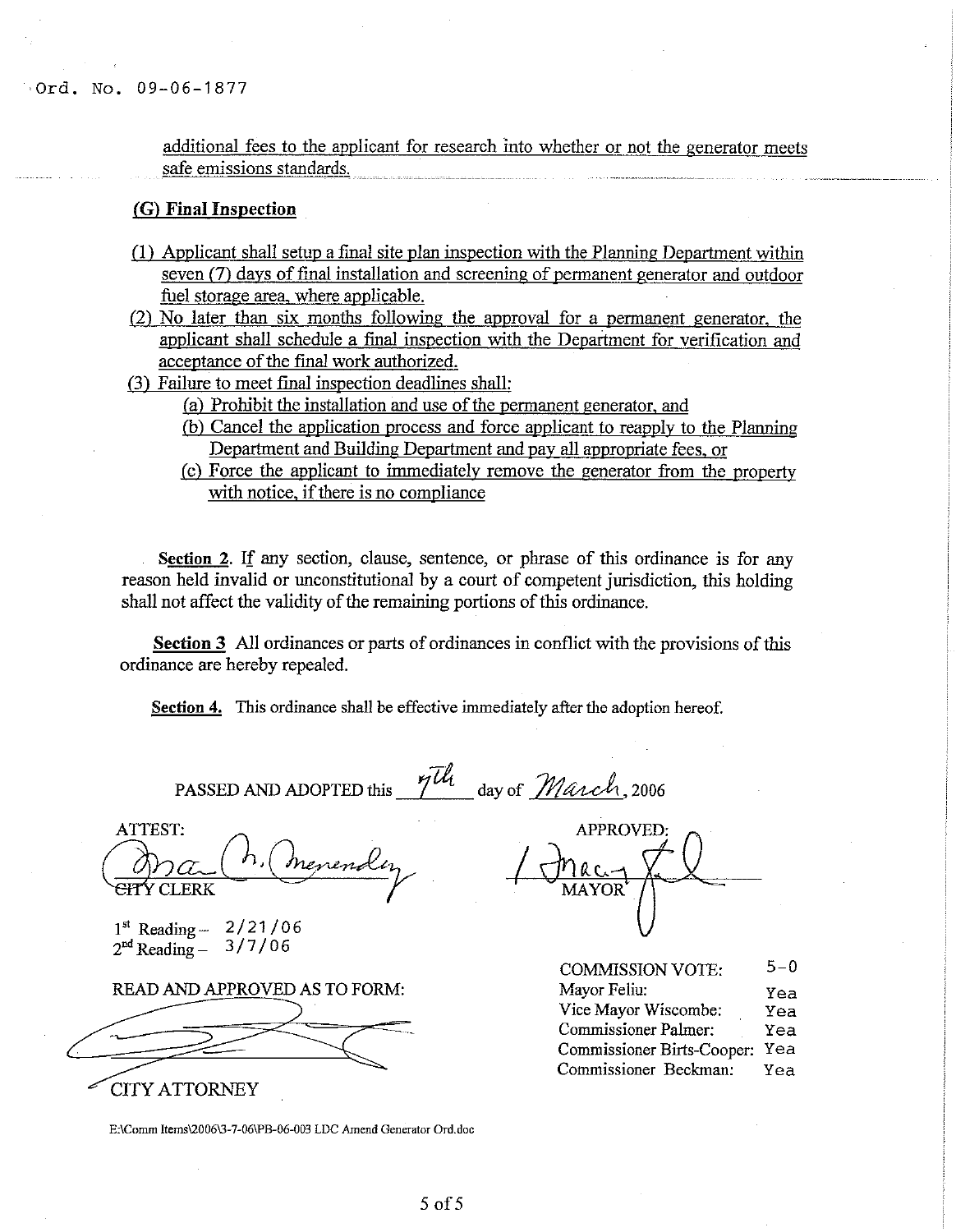Ord. No. 09-06-1877

additional fees to the applicant for research into whether or not the generator meets safe emissions standards.

**(G) Final Inspection**

(1) Applicant shall setup a final site plan inspection with the Planning Department within seven (7) days of final installation and screening of permanent generator and outdoor fuel storage area, where applicable.

(2) No later than six months following the approval for a permanent generator, the applicant shall schedule a final inspection with the Department for verification and acceptance of the final work authorized.

(3) Failure to meet final inspection deadlines shall:

(a) Prohibit the installation and use of the permanent generator, and

(b) Cancel the application process and force applicant to reapply to the Planning Department and Building Department and pay all appropriate fees, or

(c) Force the applicant to immediately remove the generator from the property with notice, if there is no compliance

**Section 2**. If any section, clause, sentence, or phrase of this ordinance is for any reason held invalid or unconstitutional by a court of competent jurisdiction, this holding shall not affect the validity of the remaining portions of this ordinance.

**Section 3** All ordinances or parts of ordinances in conflict with the provisions of this ordinance are hereby repealed.

**Section 4.** This ordinance shall be effective immediately after the adoption hereof.

PASSED AND ADOPTED this 7th day of March, 2006

ATTEST:

CITY CLERK

APPROVED:

MAYOR

1st Reading – 2/21/06
2nd Reading – 3/7/06

READ AND APPROVED AS TO FORM:

CITY ATTORNEY

| COMMISSION VOTE: | 5-0 |
|---|---|
| Mayor Feliu: | Yea |
| Vice Mayor Wiscombe: | Yea |
| Commissioner Palmer: | Yea |
| Commissioner Birts-Cooper: | Yea |
| Commissioner Beckman: | Yea |

E:\Comm Items\2006\3-7-06\PB-06-003 LDC Amend Generator Ord.doc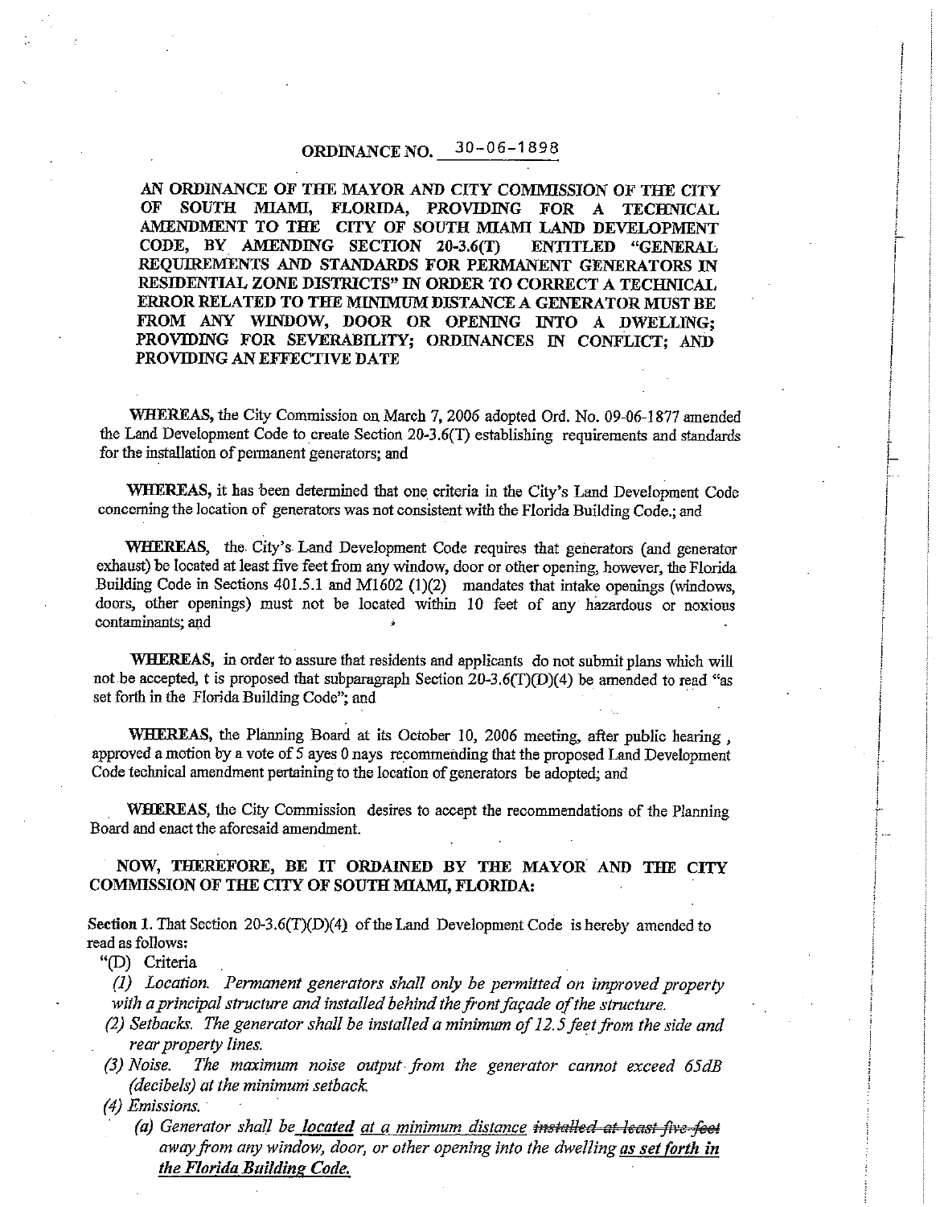## ORDINANCE NO. 30-06-1898

**AN ORDINANCE OF THE MAYOR AND CITY COMMISSION OF THE CITY OF SOUTH MIAMI, FLORIDA, PROVIDING FOR A TECHNICAL AMENDMENT TO THE CITY OF SOUTH MIAMI LAND DEVELOPMENT CODE, BY AMENDING SECTION 20-3.6(T) ENTITLED "GENERAL REQUIREMENTS AND STANDARDS FOR PERMANENT GENERATORS IN RESIDENTIAL ZONE DISTRICTS" IN ORDER TO CORRECT A TECHNICAL ERROR RELATED TO THE MINIMUM DISTANCE A GENERATOR MUST BE FROM ANY WINDOW, DOOR OR OPENING INTO A DWELLING; PROVIDING FOR SEVERABILITY; ORDINANCES IN CONFLICT; AND PROVIDING AN EFFECTIVE DATE**

**WHEREAS,** the City Commission on March 7, 2006 adopted Ord. No. 09-06-1877 amended the Land Development Code to create Section 20-3.6(T) establishing requirements and standards for the installation of permanent generators; and

**WHEREAS,** it has been determined that one criteria in the City's Land Development Code concerning the location of generators was not consistent with the Florida Building Code.; and

**WHEREAS,** the City's Land Development Code requires that generators (and generator exhaust) be located at least five feet from any window, door or other opening, however, the Florida Building Code in Sections 401.5.1 and M1602 (1)(2) mandates that intake openings (windows, doors, other openings) must not be located within 10 feet of any hazardous or noxious contaminants; and

**WHEREAS,** in order to assure that residents and applicants do not submit plans which will not be accepted, t is proposed that subparagraph Section 20-3.6(T)(D)(4) be amended to read "as set forth in the Florida Building Code"; and

**WHEREAS,** the Planning Board at its October 10, 2006 meeting, after public hearing , approved a motion by a vote of 5 ayes 0 nays recommending that the proposed Land Development Code technical amendment pertaining to the location of generators be adopted; and

**WHEREAS,** the City Commission desires to accept the recommendations of the Planning Board and enact the aforesaid amendment.

**NOW, THEREFORE, BE IT ORDAINED BY THE MAYOR AND THE CITY COMMISSION OF THE CITY OF SOUTH MIAMI, FLORIDA:**

**Section 1.** That Section 20-3.6(T)(D)(4) of the Land Development Code is hereby amended to read as follows:

"(D) Criteria

*(1) Location. Permanent generators shall only be permitted on improved property with a principal structure and installed behind the front façade of the structure.*

*(2) Setbacks. The generator shall be installed a minimum of 12.5 feet from the side and rear property lines.*

*(3) Noise. The maximum noise output from the generator cannot exceed 65dB (decibels) at the minimum setback.*

*(4) Emissions.*

*(a) Generator shall be <u>located</u> <u>at a minimum distance</u> ~~installed at least five feet~~ away from any window, door, or other opening into the dwelling <u>**as set forth in the Florida Building Code.**</u>*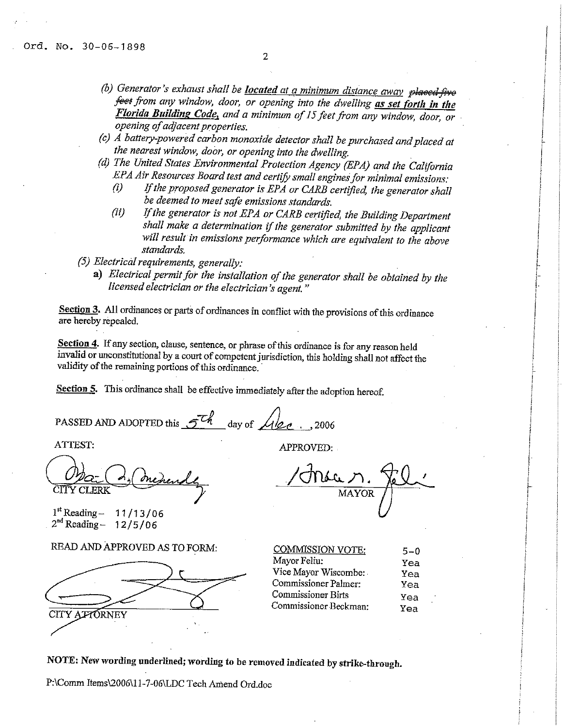Ord. No. 30-06-1898

*(b) Generator's exhaust shall be **located at a minimum distance away** ~~placed five feet~~ from any window, door, or opening into the dwelling **as set forth in the Florida Building Code,** and a minimum of 15 feet from any window, door, or opening of adjacent properties.*

*(c) A battery-powered carbon monoxide detector shall be purchased and placed at the nearest window, door, or opening into the dwelling.*

*(d) The United States Environmental Protection Agency (EPA) and the California EPA Air Resources Board test and certify small engines for minimal emissions:*

*(i) If the proposed generator is EPA or CARB certified, the generator shall be deemed to meet safe emissions standards.*

*(ii) If the generator is not EPA or CARB certified, the Building Department shall make a determination if the generator submitted by the applicant will result in emissions performance which are equivalent to the above standards.*

*(5) Electrical requirements, generally:*

*a) Electrical permit for the installation of the generator shall be obtained by the licensed electrician or the electrician's agent."*

**Section 3.** All ordinances or parts of ordinances in conflict with the provisions of this ordinance are hereby repealed.

**Section 4.** If any section, clause, sentence, or phrase of this ordinance is for any reason held invalid or unconstitutional by a court of competent jurisdiction, this holding shall not affect the validity of the remaining portions of this ordinance.

**Section 5.** This ordinance shall be effective immediately after the adoption hereof.

PASSED AND ADOPTED this 5th day of Dec., 2006

ATTEST:

CITY CLERK

APPROVED:

MAYOR

1st Reading – 11/13/06

2nd Reading – 12/5/06

READ AND APPROVED AS TO FORM:

CITY ATTORNEY

| COMMISSION VOTE: | 5-0 |
|---|---|
| Mayor Feliu: | Yea |
| Vice Mayor Wiscombe: | Yea |
| Commissioner Palmer: | Yea |
| Commissioner Birts | Yea |
| Commissioner Beckman: | Yea |

**NOTE: New wording underlined; wording to be removed indicated by strike-through.**

P:\Comm Items\2006\11-7-06\LDC Tech Amend Ord.doc